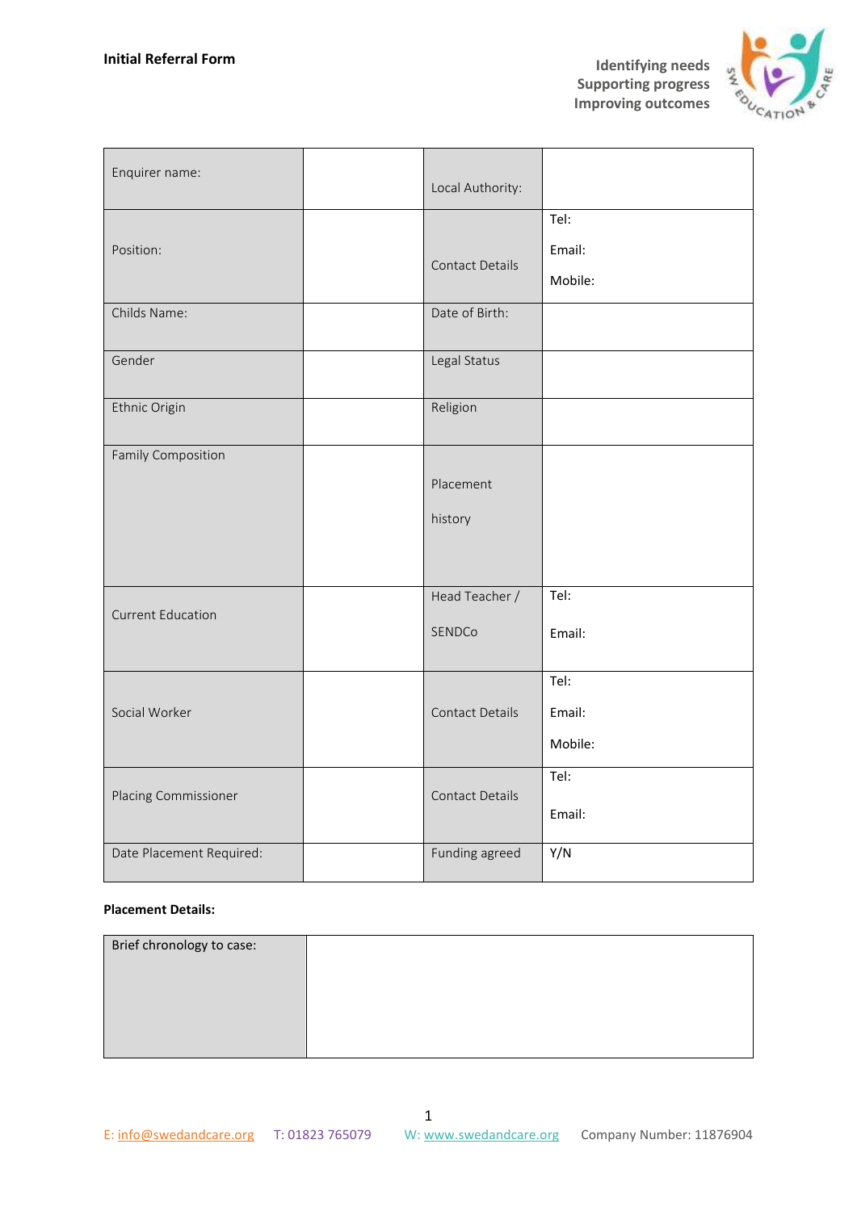**Initial Referral Form**

Identifying needs
Supporting progress
Improving outcomes

| Enquirer name: | | Local Authority: | |
|---|---|---|---|
| Position: | | Contact Details | Tel:<br>Email:<br>Mobile: |
| Childs Name: | | Date of Birth: | |
| Gender | | Legal Status | |
| Ethnic Origin | | Religion | |
| Family Composition | | Placement history | |
| Current Education | | Head Teacher / SENDCo | Tel:<br>Email: |
| Social Worker | | Contact Details | Tel:<br>Email:<br>Mobile: |
| Placing Commissioner | | Contact Details | Tel:<br>Email: |
| Date Placement Required: | | Funding agreed | Y/N |

**Placement Details:**

| Brief chronology to case: | |
|---|---|

E: info@swedandcare.org T: 01823 765079 W: www.swedandcare.org Company Number: 11876904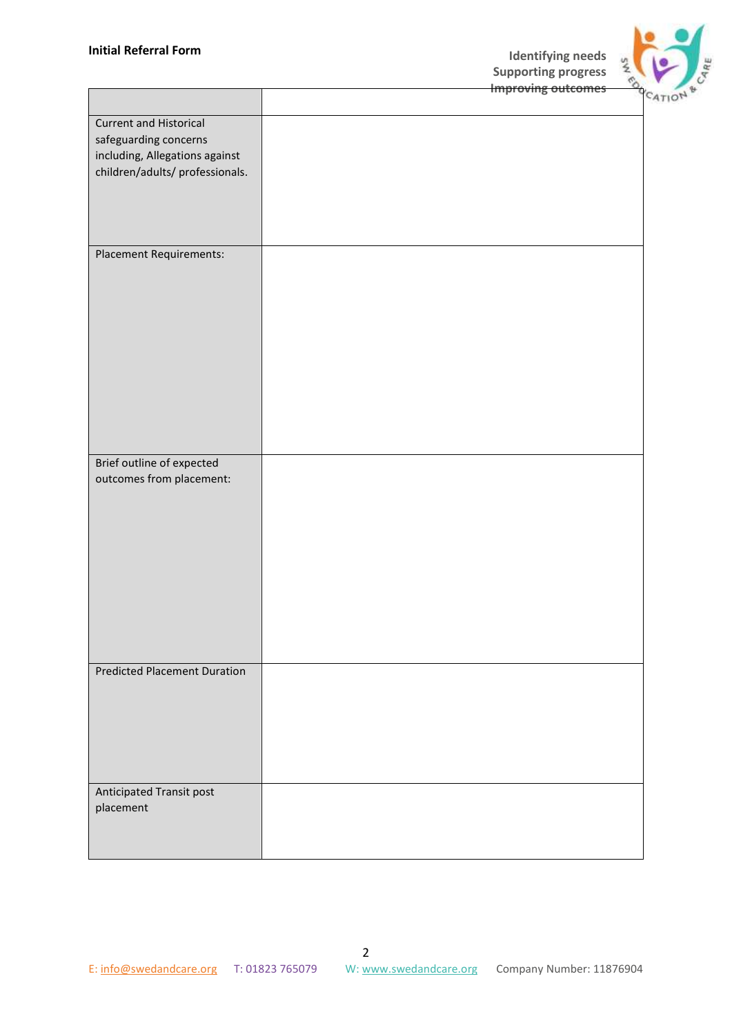| | |
|---|---|
| Current and Historical safeguarding concerns including, Allegations against children/adults/ professionals. | |
| Placement Requirements: | |
| Brief outline of expected outcomes from placement: | |
| Predicted Placement Duration | |
| Anticipated Transit post placement | |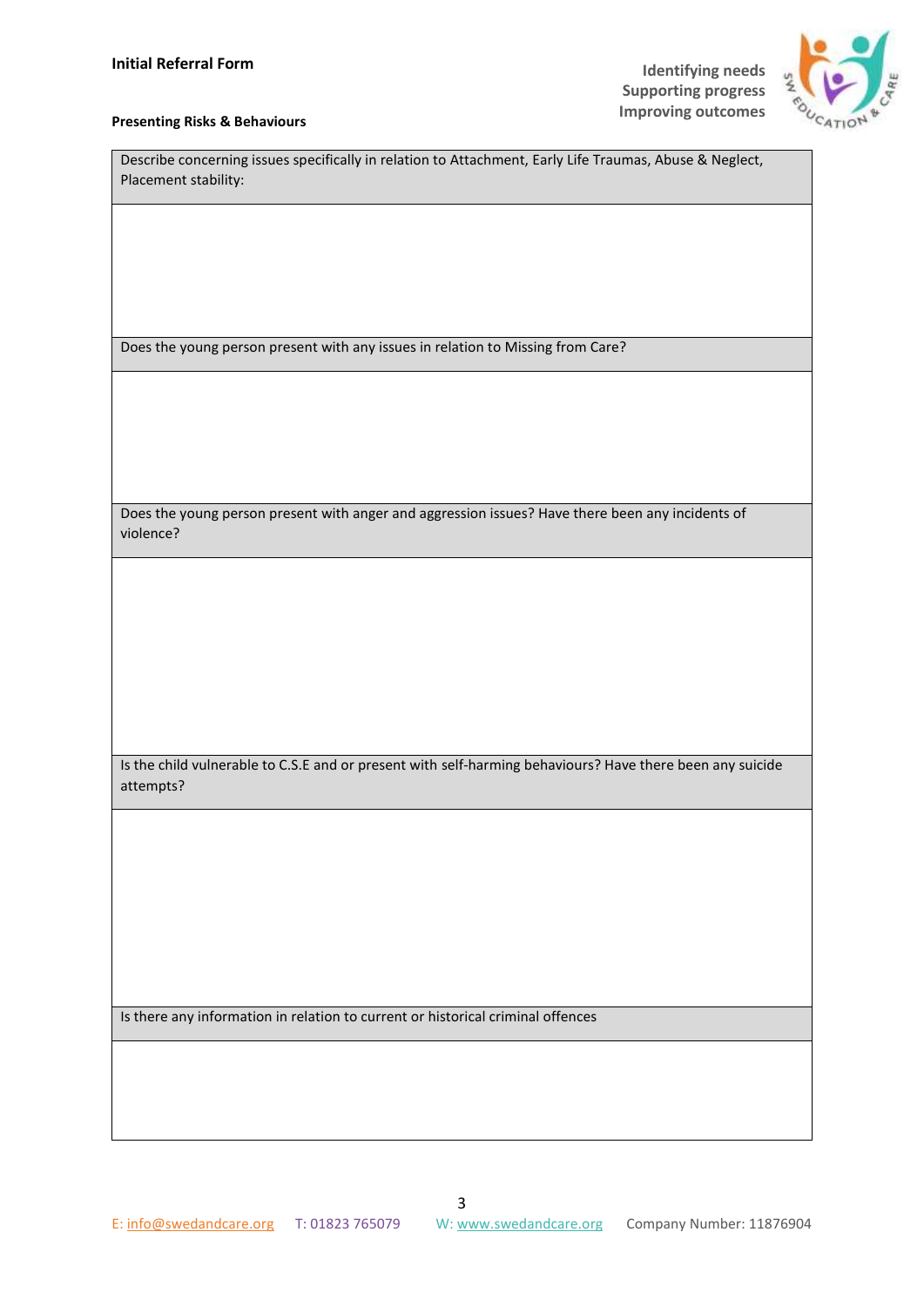**Initial Referral Form**

**Presenting Risks & Behaviours**

| Describe concerning issues specifically in relation to Attachment, Early Life Traumas, Abuse & Neglect, Placement stability: |
|---|
| |
| Does the young person present with any issues in relation to Missing from Care? |
| |
| Does the young person present with anger and aggression issues? Have there been any incidents of violence? |
| |
| Is the child vulnerable to C.S.E and or present with self-harming behaviours? Have there been any suicide attempts? |
| |
| Is there any information in relation to current or historical criminal offences |
| |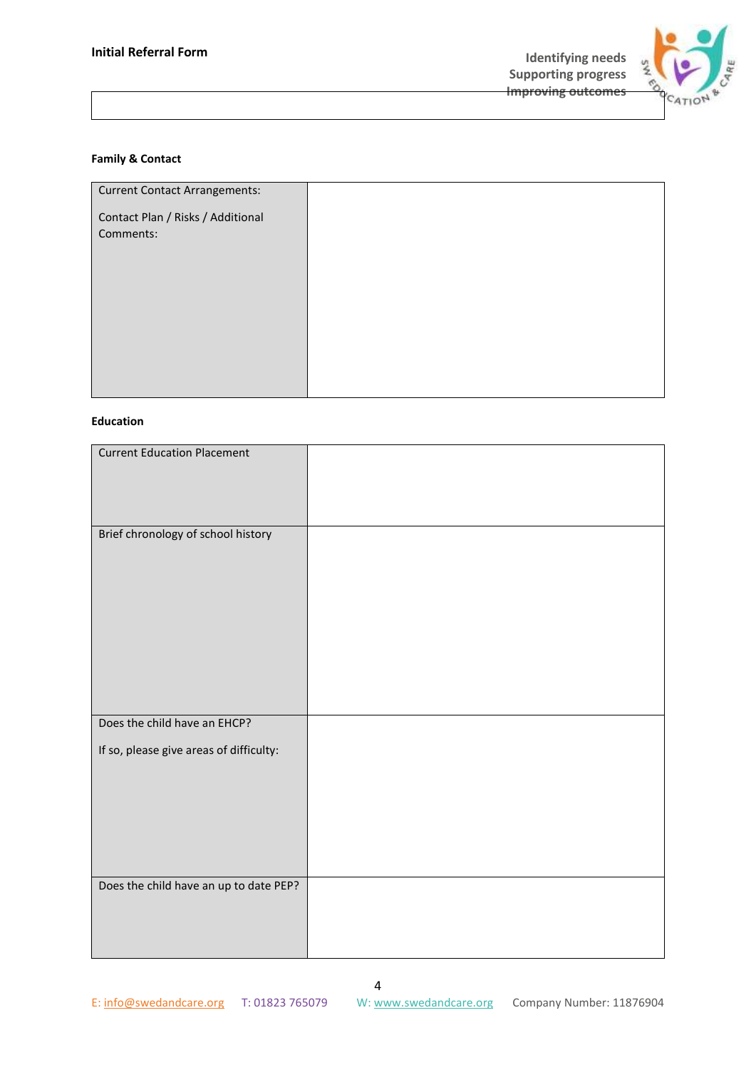**Initial Referral Form**

Identifying needs
Supporting progress
Improving outcomes

**Family & Contact**

| Current Contact Arrangements:<br><br>Contact Plan / Risks / Additional Comments: | |
|---|---|

**Education**

| Current Education Placement | |
|---|---|
| Brief chronology of school history | |
| Does the child have an EHCP?<br><br>If so, please give areas of difficulty: | |
| Does the child have an up to date PEP? | |